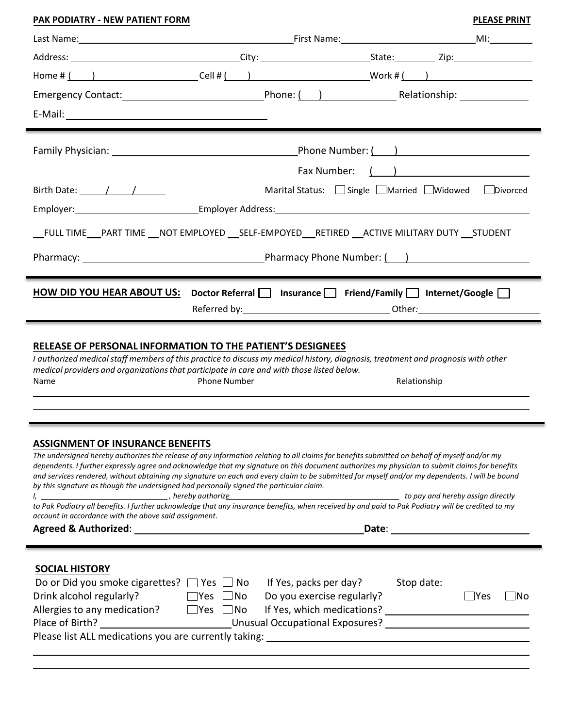**PAK PODIATRY - NEW PATIENT FORM** **PLEASE PRINT**

Last Name: ______________________ First Name: ______________________ MI: ________

Address: ______________________ City: ______________________ State: ________ Zip: ____________

Home # ( ) ______________ Cell # ( ) ______________ Work # ( ) ______________

Emergency Contact: ______________________ Phone: ( ) ______________ Relationship: ____________

E-Mail: ______________________________

---

Family Physician: ______________________________ Phone Number: ( ) ______________

Fax Number: ( ) ______________

Birth Date: ____ / ____ / ______

Marital Status: ☐ Single ☐ Married ☐ Widowed ☐ Divorced

Employer: ______________________ Employer Address: ______________________________

__FULL TIME __PART TIME __NOT EMPLOYED __SELF-EMPOYED __RETIRED __ACTIVE MILITARY DUTY __STUDENT

Pharmacy: ______________________________ Pharmacy Phone Number: ( ) ______________

---

**HOW DID YOU HEAR ABOUT US:** **Doctor Referral** ☐ **Insurance** ☐ **Friend/Family** ☐ **Internet/Google** ☐

Referred by: ______________________ Other: ______________________

---

## RELEASE OF PERSONAL INFORMATION TO THE PATIENT'S DESIGNEES

*I authorized medical staff members of this practice to discuss my medical history, diagnosis, treatment and prognosis with other medical providers and organizations that participate in care and with those listed below.*

| Name | Phone Number | Relationship |
|---|---|---|
| | | |
| | | |

---

## ASSIGNMENT OF INSURANCE BENEFITS

*The undersigned hereby authorizes the release of any information relating to all claims for benefits submitted on behalf of myself and/or my dependents. I further expressly agree and acknowledge that my signature on this document authorizes my physician to submit claims for benefits and services rendered, without obtaining my signature on each and every claim to be submitted for myself and/or my dependents. I will be bound by this signature as though the undersigned had personally signed the particular claim.*

*I, ______________________, hereby authorize ______________________________ to pay and hereby assign directly to Pak Podiatry all benefits. I further acknowledge that any insurance benefits, when received by and paid to Pak Podiatry will be credited to my account in accordance with the above said assignment.*

**Agreed & Authorized**: ______________________________ **Date**: ______________________

---

## SOCIAL HISTORY

Do or Did you smoke cigarettes? ☐ Yes ☐ No If Yes, packs per day? ______ Stop date: ____________

Drink alcohol regularly? ☐ Yes ☐ No Do you exercise regularly? ☐ Yes ☐ No

Allergies to any medication? ☐ Yes ☐ No If Yes, which medications? ______________________

Place of Birth? ______________________ Unusual Occupational Exposures? ______________________

Please list ALL medications you are currently taking: ______________________________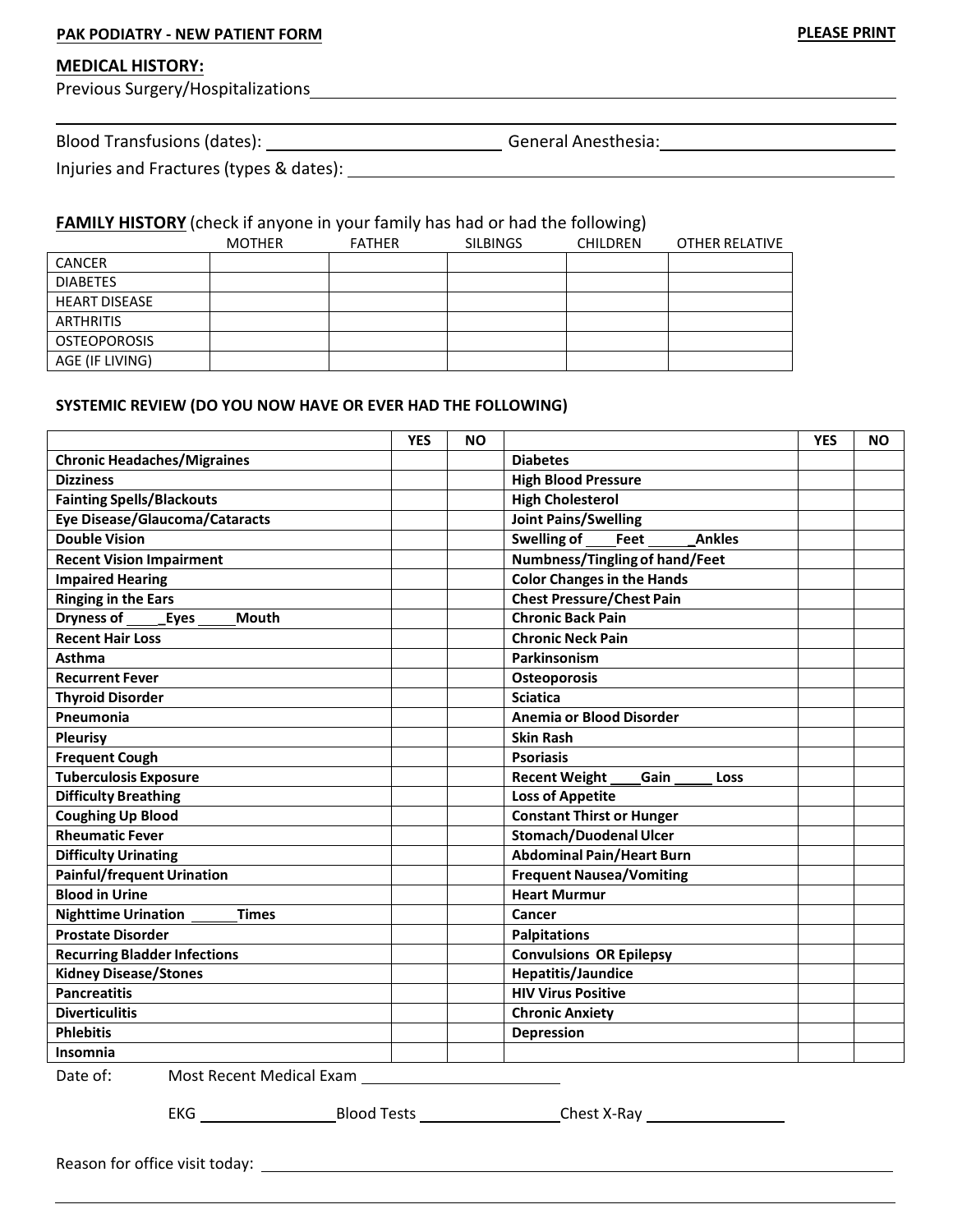**PAK PODIATRY - NEW PATIENT FORM** **PLEASE PRINT**

## MEDICAL HISTORY:

Previous Surgery/Hospitalizations ______________________________

______________________________

Blood Transfusions (dates): ______________ General Anesthesia: ______________

Injuries and Fractures (types & dates): ______________________________

## FAMILY HISTORY (check if anyone in your family has had or had the following)

| | MOTHER | FATHER | SILBINGS | CHILDREN | OTHER RELATIVE |
|---|---|---|---|---|---|
| CANCER | | | | | |
| DIABETES | | | | | |
| HEART DISEASE | | | | | |
| ARTHRITIS | | | | | |
| OSTEOPOROSIS | | | | | |
| AGE (IF LIVING) | | | | | |

### SYSTEMIC REVIEW (DO YOU NOW HAVE OR EVER HAD THE FOLLOWING)

| | YES | NO | | YES | NO |
|---|---|---|---|---|---|
| **Chronic Headaches/Migraines** | | | **Diabetes** | | |
| **Dizziness** | | | **High Blood Pressure** | | |
| **Fainting Spells/Blackouts** | | | **High Cholesterol** | | |
| **Eye Disease/Glaucoma/Cataracts** | | | **Joint Pains/Swelling** | | |
| **Double Vision** | | | **Swelling of ____Feet ______Ankles** | | |
| **Recent Vision Impairment** | | | **Numbness/Tingling of hand/Feet** | | |
| **Impaired Hearing** | | | **Color Changes in the Hands** | | |
| **Ringing in the Ears** | | | **Chest Pressure/Chest Pain** | | |
| **Dryness of _____Eyes _____Mouth** | | | **Chronic Back Pain** | | |
| **Recent Hair Loss** | | | **Chronic Neck Pain** | | |
| **Asthma** | | | **Parkinsonism** | | |
| **Recurrent Fever** | | | **Osteoporosis** | | |
| **Thyroid Disorder** | | | **Sciatica** | | |
| **Pneumonia** | | | **Anemia or Blood Disorder** | | |
| **Pleurisy** | | | **Skin Rash** | | |
| **Frequent Cough** | | | **Psoriasis** | | |
| **Tuberculosis Exposure** | | | **Recent Weight ____Gain _____ Loss** | | |
| **Difficulty Breathing** | | | **Loss of Appetite** | | |
| **Coughing Up Blood** | | | **Constant Thirst or Hunger** | | |
| **Rheumatic Fever** | | | **Stomach/Duodenal Ulcer** | | |
| **Difficulty Urinating** | | | **Abdominal Pain/Heart Burn** | | |
| **Painful/frequent Urination** | | | **Frequent Nausea/Vomiting** | | |
| **Blood in Urine** | | | **Heart Murmur** | | |
| **Nighttime Urination ______Times** | | | **Cancer** | | |
| **Prostate Disorder** | | | **Palpitations** | | |
| **Recurring Bladder Infections** | | | **Convulsions OR Epilepsy** | | |
| **Kidney Disease/Stones** | | | **Hepatitis/Jaundice** | | |
| **Pancreatitis** | | | **HIV Virus Positive** | | |
| **Diverticulitis** | | | **Chronic Anxiety** | | |
| **Phlebitis** | | | **Depression** | | |
| **Insomnia** | | | | | |

Date of: Most Recent Medical Exam ______________

EKG ______________ Blood Tests ______________ Chest X-Ray ______________

Reason for office visit today: ______________________________

______________________________